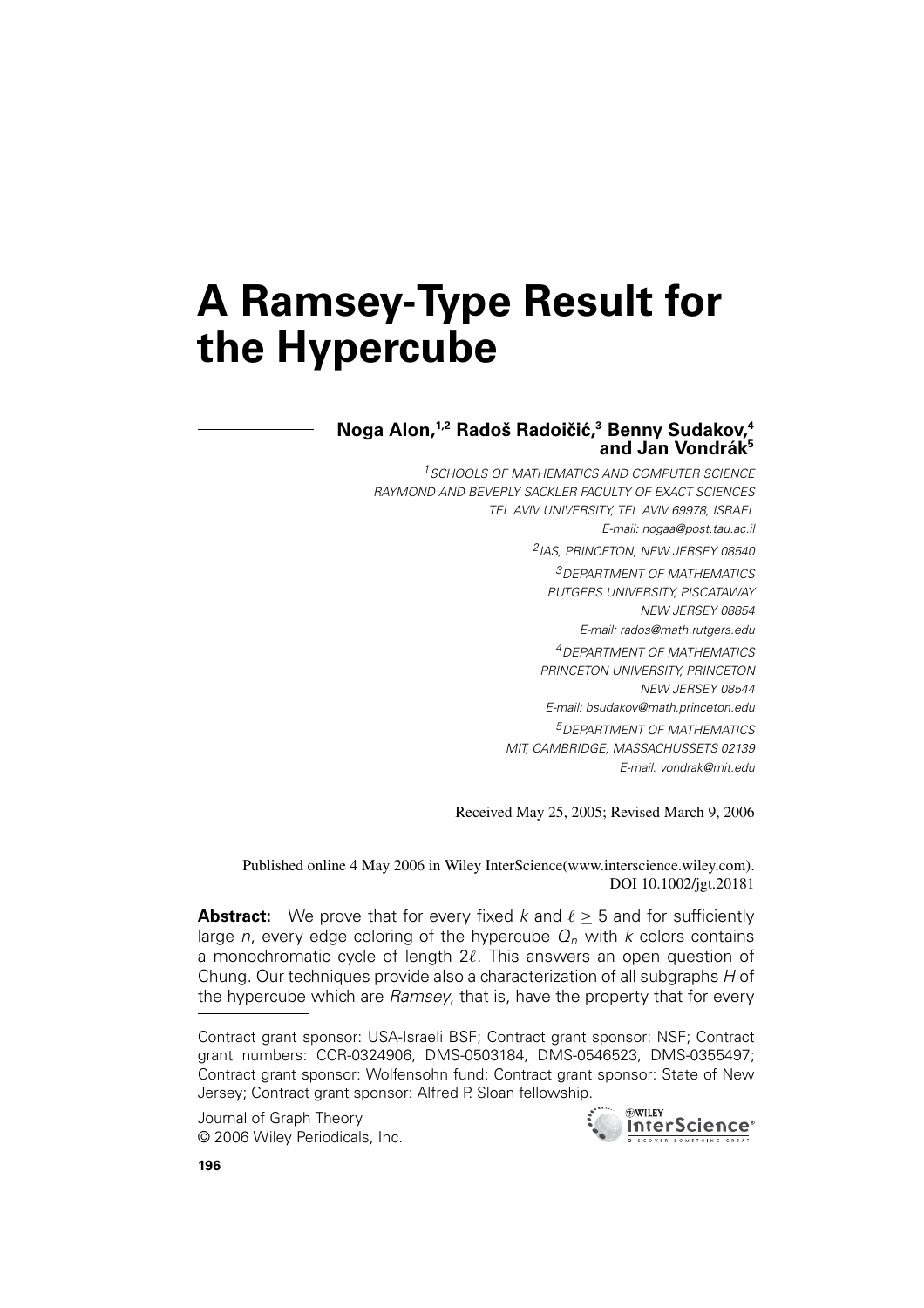# A Ramsey-Type Result for the Hypercube

**Noga Alon,[1,2] Radoš Radoičić,[3] Benny Sudakov,[4] and Jan Vondrák[5]**

[1] *SCHOOLS OF MATHEMATICS AND COMPUTER SCIENCE RAYMOND AND BEVERLY SACKLER FACULTY OF EXACT SCIENCES TEL AVIV UNIVERSITY, TEL AVIV 69978, ISRAEL*
*E-mail: nogaa@post.tau.ac.il*

[2] *IAS, PRINCETON, NEW JERSEY 08540*

[3] *DEPARTMENT OF MATHEMATICS RUTGERS UNIVERSITY, PISCATAWAY NEW JERSEY 08854*
*E-mail: rados@math.rutgers.edu*

[4] *DEPARTMENT OF MATHEMATICS PRINCETON UNIVERSITY, PRINCETON NEW JERSEY 08544*
*E-mail: bsudakov@math.princeton.edu*

[5] *DEPARTMENT OF MATHEMATICS MIT, CAMBRIDGE, MASSACHUSSETS 02139*
*E-mail: vondrak@mit.edu*

Received May 25, 2005; Revised March 9, 2006

Published online 4 May 2006 in Wiley InterScience(www.interscience.wiley.com). DOI 10.1002/jgt.20181

**Abstract:** We prove that for every fixed $k$ and $\ell \geq 5$ and for sufficiently large $n$, every edge coloring of the hypercube $Q_n$ with $k$ colors contains a monochromatic cycle of length $2\ell$. This answers an open question of Chung. Our techniques provide also a characterization of all subgraphs $H$ of the hypercube which are *Ramsey*, that is, have the property that for every

---

Contract grant sponsor: USA-Israeli BSF; Contract grant sponsor: NSF; Contract grant numbers: CCR-0324906, DMS-0503184, DMS-0546523, DMS-0355497; Contract grant sponsor: Wolfensohn fund; Contract grant sponsor: State of New Jersey; Contract grant sponsor: Alfred P. Sloan fellowship.

Journal of Graph Theory
© 2006 Wiley Periodicals, Inc.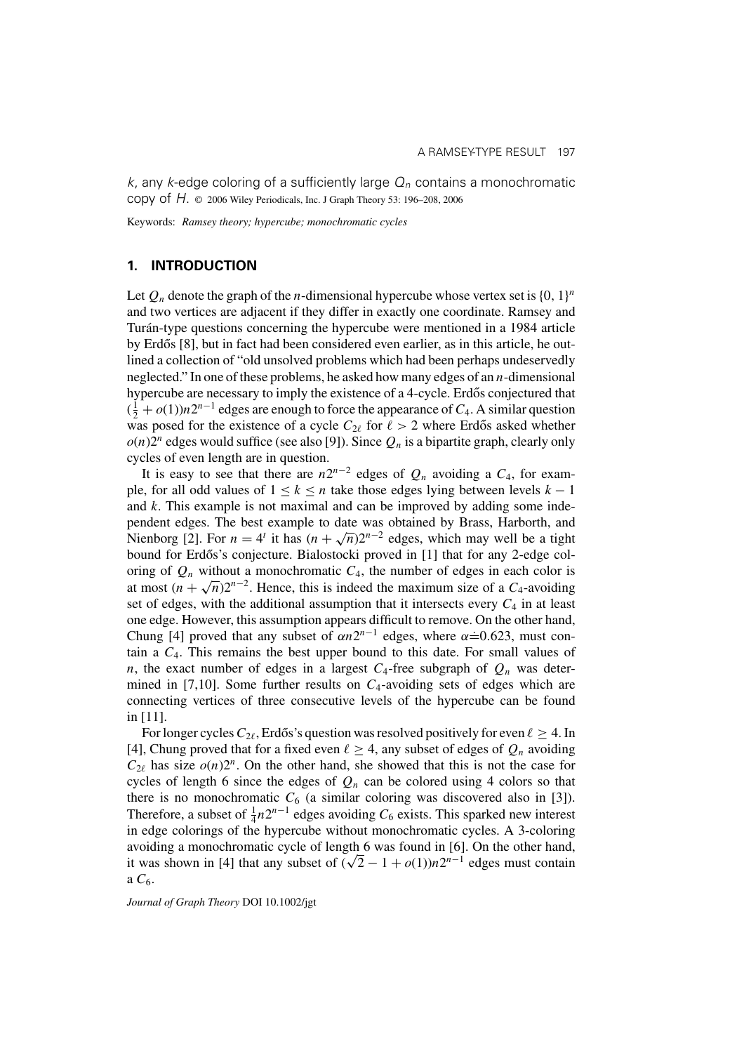$k$, any $k$-edge coloring of a sufficiently large $Q_n$ contains a monochromatic copy of $H$. © 2006 Wiley Periodicals, Inc. J Graph Theory 53: 196–208, 2006

Keywords: *Ramsey theory; hypercube; monochromatic cycles*

## 1. INTRODUCTION

Let $Q_n$ denote the graph of the $n$-dimensional hypercube whose vertex set is $\{0, 1\}^n$ and two vertices are adjacent if they differ in exactly one coordinate. Ramsey and Turán-type questions concerning the hypercube were mentioned in a 1984 article by Erdős [8], but in fact had been considered even earlier, as in this article, he outlined a collection of "old unsolved problems which had been perhaps undeservedly neglected." In one of these problems, he asked how many edges of an $n$-dimensional hypercube are necessary to imply the existence of a 4-cycle. Erdős conjectured that $(\frac{1}{2} + o(1))n2^{n-1}$ edges are enough to force the appearance of $C_4$. A similar question was posed for the existence of a cycle $C_{2\ell}$ for $\ell > 2$ where Erdős asked whether $o(n)2^n$ edges would suffice (see also [9]). Since $Q_n$ is a bipartite graph, clearly only cycles of even length are in question.

It is easy to see that there are $n2^{n-2}$ edges of $Q_n$ avoiding a $C_4$, for example, for all odd values of $1 \leq k \leq n$ take those edges lying between levels $k-1$ and $k$. This example is not maximal and can be improved by adding some independent edges. The best example to date was obtained by Brass, Harborth, and Nienborg [2]. For $n = 4^t$ it has $(n + \sqrt{n})2^{n-2}$ edges, which may well be a tight bound for Erdős's conjecture. Bialostocki proved in [1] that for any 2-edge coloring of $Q_n$ without a monochromatic $C_4$, the number of edges in each color is at most $(n + \sqrt{n})2^{n-2}$. Hence, this is indeed the maximum size of a $C_4$-avoiding set of edges, with the additional assumption that it intersects every $C_4$ in at least one edge. However, this assumption appears difficult to remove. On the other hand, Chung [4] proved that any subset of $\alpha n 2^{n-1}$ edges, where $\alpha \doteq 0.623$, must contain a $C_4$. This remains the best upper bound to this date. For small values of $n$, the exact number of edges in a largest $C_4$-free subgraph of $Q_n$ was determined in [7,10]. Some further results on $C_4$-avoiding sets of edges which are connecting vertices of three consecutive levels of the hypercube can be found in [11].

For longer cycles $C_{2\ell}$, Erdős's question was resolved positively for even $\ell \geq 4$. In [4], Chung proved that for a fixed even $\ell \geq 4$, any subset of edges of $Q_n$ avoiding $C_{2\ell}$ has size $o(n)2^n$. On the other hand, she showed that this is not the case for cycles of length 6 since the edges of $Q_n$ can be colored using 4 colors so that there is no monochromatic $C_6$ (a similar coloring was discovered also in [3]). Therefore, a subset of $\frac{1}{4}n2^{n-1}$ edges avoiding $C_6$ exists. This sparked new interest in edge colorings of the hypercube without monochromatic cycles. A 3-coloring avoiding a monochromatic cycle of length 6 was found in [6]. On the other hand, it was shown in [4] that any subset of $(\sqrt{2} - 1 + o(1))n2^{n-1}$ edges must contain a $C_6$.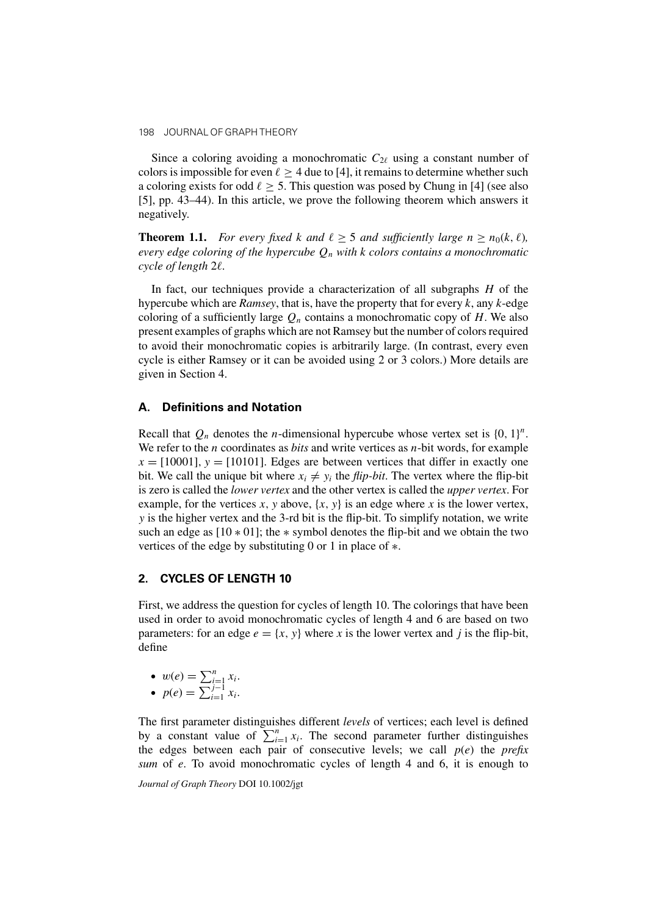Since a coloring avoiding a monochromatic $C_{2\ell}$ using a constant number of colors is impossible for even $\ell \geq 4$ due to [4], it remains to determine whether such a coloring exists for odd $\ell \geq 5$. This question was posed by Chung in [4] (see also [5], pp. 43–44). In this article, we prove the following theorem which answers it negatively.

**Theorem 1.1.** *For every fixed $k$ and $\ell \geq 5$ and sufficiently large $n \geq n_0(k, \ell)$, every edge coloring of the hypercube $Q_n$ with $k$ colors contains a monochromatic cycle of length $2\ell$.*

In fact, our techniques provide a characterization of all subgraphs $H$ of the hypercube which are *Ramsey*, that is, have the property that for every $k$, any $k$-edge coloring of a sufficiently large $Q_n$ contains a monochromatic copy of $H$. We also present examples of graphs which are not Ramsey but the number of colors required to avoid their monochromatic copies is arbitrarily large. (In contrast, every even cycle is either Ramsey or it can be avoided using 2 or 3 colors.) More details are given in Section 4.

### A. Definitions and Notation

Recall that $Q_n$ denotes the $n$-dimensional hypercube whose vertex set is $\{0, 1\}^n$. We refer to the $n$ coordinates as *bits* and write vertices as $n$-bit words, for example $x = [10001]$, $y = [10101]$. Edges are between vertices that differ in exactly one bit. We call the unique bit where $x_i \neq y_i$ the *flip-bit*. The vertex where the flip-bit is zero is called the *lower vertex* and the other vertex is called the *upper vertex*. For example, for the vertices $x, y$ above, $\{x, y\}$ is an edge where $x$ is the lower vertex, $y$ is the higher vertex and the 3-rd bit is the flip-bit. To simplify notation, we write such an edge as $[10 * 01]$; the $*$ symbol denotes the flip-bit and we obtain the two vertices of the edge by substituting 0 or 1 in place of $*$.

## 2. CYCLES OF LENGTH 10

First, we address the question for cycles of length 10. The colorings that have been used in order to avoid monochromatic cycles of length 4 and 6 are based on two parameters: for an edge $e = \{x, y\}$ where $x$ is the lower vertex and $j$ is the flip-bit, define

- $w(e) = \sum_{i=1}^{n} x_i$.
- $p(e) = \sum_{i=1}^{j-1} x_i$.

The first parameter distinguishes different *levels* of vertices; each level is defined by a constant value of $\sum_{i=1}^{n} x_i$. The second parameter further distinguishes the edges between each pair of consecutive levels; we call $p(e)$ the *prefix sum* of $e$. To avoid monochromatic cycles of length 4 and 6, it is enough to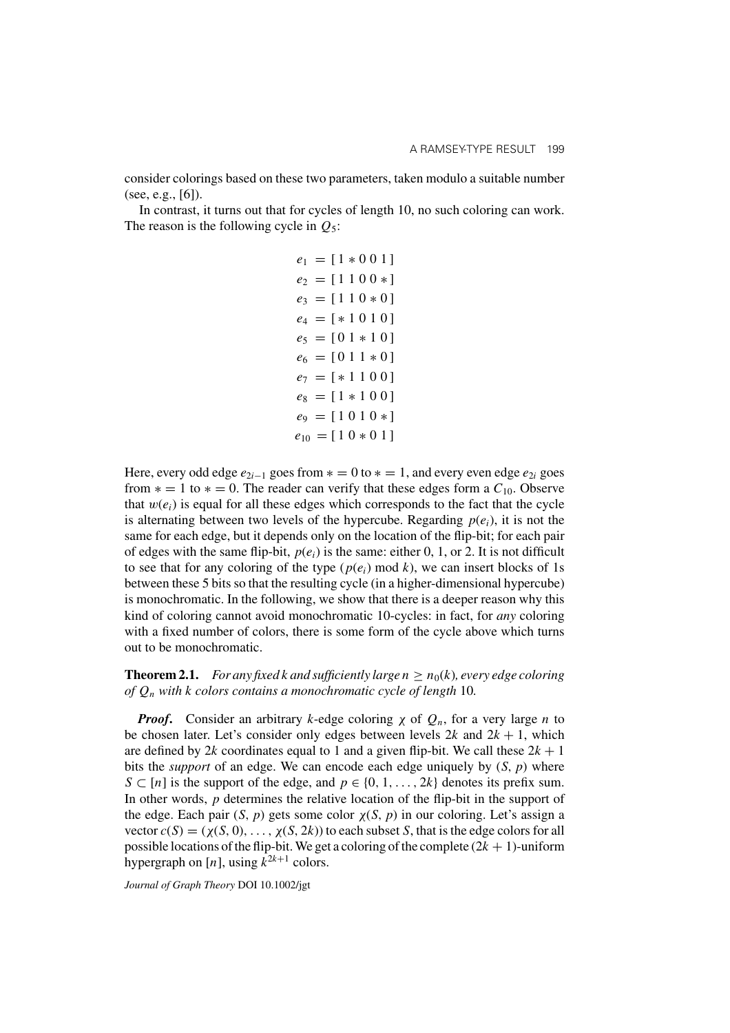consider colorings based on these two parameters, taken modulo a suitable number (see, e.g., [6]).

In contrast, it turns out that for cycles of length 10, no such coloring can work. The reason is the following cycle in $Q_5$:

$$
\begin{aligned}
e_1 &= [\,1 * 0\ 0\ 1\,]\\
e_2 &= [\,1\ 1\ 0\ 0 *\,]\\
e_3 &= [\,1\ 1\ 0 * 0\,]\\
e_4 &= [\,* 1\ 0\ 1\ 0\,]\\
e_5 &= [\,0\ 1 * 1\ 0\,]\\
e_6 &= [\,0\ 1\ 1 * 0\,]\\
e_7 &= [\,* 1\ 1\ 0\ 0\,]\\
e_8 &= [\,1 * 1\ 0\ 0\,]\\
e_9 &= [\,1\ 0\ 1\ 0 *\,]\\
e_{10} &= [\,1\ 0 * 0\ 1\,]
\end{aligned}
$$

Here, every odd edge $e_{2i-1}$ goes from $* = 0$ to $* = 1$, and every even edge $e_{2i}$ goes from $* = 1$ to $* = 0$. The reader can verify that these edges form a $C_{10}$. Observe that $w(e_i)$ is equal for all these edges which corresponds to the fact that the cycle is alternating between two levels of the hypercube. Regarding $p(e_i)$, it is not the same for each edge, but it depends only on the location of the flip-bit; for each pair of edges with the same flip-bit, $p(e_i)$ is the same: either 0, 1, or 2. It is not difficult to see that for any coloring of the type $(p(e_i) \bmod k)$, we can insert blocks of 1s between these 5 bits so that the resulting cycle (in a higher-dimensional hypercube) is monochromatic. In the following, we show that there is a deeper reason why this kind of coloring cannot avoid monochromatic 10-cycles: in fact, for *any* coloring with a fixed number of colors, there is some form of the cycle above which turns out to be monochromatic.

**Theorem 2.1.** *For any fixed k and sufficiently large $n \geq n_0(k)$, every edge coloring of $Q_n$ with k colors contains a monochromatic cycle of length* 10*.*

***Proof.*** Consider an arbitrary $k$-edge coloring $\chi$ of $Q_n$, for a very large $n$ to be chosen later. Let's consider only edges between levels $2k$ and $2k+1$, which are defined by $2k$ coordinates equal to 1 and a given flip-bit. We call these $2k+1$ bits the *support* of an edge. We can encode each edge uniquely by $(S, p)$ where $S \subset [n]$ is the support of the edge, and $p \in \{0, 1, \ldots, 2k\}$ denotes its prefix sum. In other words, $p$ determines the relative location of the flip-bit in the support of the edge. Each pair $(S, p)$ gets some color $\chi(S, p)$ in our coloring. Let's assign a vector $c(S) = (\chi(S, 0), \ldots, \chi(S, 2k))$ to each subset $S$, that is the edge colors for all possible locations of the flip-bit. We get a coloring of the complete $(2k+1)$-uniform hypergraph on $[n]$, using $k^{2k+1}$ colors.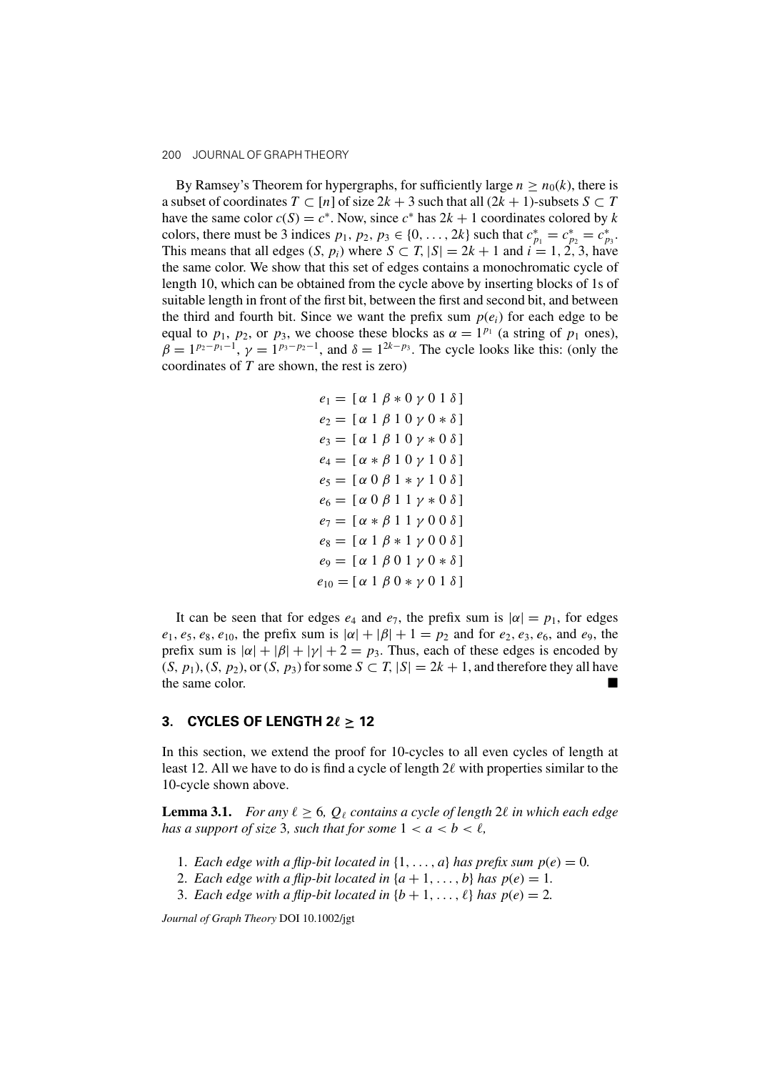By Ramsey's Theorem for hypergraphs, for sufficiently large $n \geq n_0(k)$, there is a subset of coordinates $T \subset [n]$ of size $2k+3$ such that all $(2k+1)$-subsets $S \subset T$ have the same color $c(S) = c^*$. Now, since $c^*$ has $2k+1$ coordinates colored by $k$ colors, there must be 3 indices $p_1, p_2, p_3 \in \{0, \ldots, 2k\}$ such that $c^*_{p_1} = c^*_{p_2} = c^*_{p_3}$. This means that all edges $(S, p_i)$ where $S \subset T, |S| = 2k+1$ and $i = 1, 2, 3$, have the same color. We show that this set of edges contains a monochromatic cycle of length 10, which can be obtained from the cycle above by inserting blocks of 1s of suitable length in front of the first bit, between the first and second bit, and between the third and fourth bit. Since we want the prefix sum $p(e_i)$ for each edge to be equal to $p_1$, $p_2$, or $p_3$, we choose these blocks as $\alpha = 1^{p_1}$ (a string of $p_1$ ones), $\beta = 1^{p_2 - p_1 - 1}$, $\gamma = 1^{p_3 - p_2 - 1}$, and $\delta = 1^{2k - p_3}$. The cycle looks like this: (only the coordinates of $T$ are shown, the rest is zero)

$$
\begin{aligned}
e_1 &= [\,\alpha\ 1\ \beta * 0\ \gamma\ 0\ 1\ \delta\,] \\
e_2 &= [\,\alpha\ 1\ \beta\ 1\ 0\ \gamma\ 0 * \delta\,] \\
e_3 &= [\,\alpha\ 1\ \beta\ 1\ 0\ \gamma * 0\ \delta\,] \\
e_4 &= [\,\alpha * \beta\ 1\ 0\ \gamma\ 1\ 0\ \delta\,] \\
e_5 &= [\,\alpha\ 0\ \beta\ 1 * \gamma\ 1\ 0\ \delta\,] \\
e_6 &= [\,\alpha\ 0\ \beta\ 1\ 1\ \gamma * 0\ \delta\,] \\
e_7 &= [\,\alpha * \beta\ 1\ 1\ \gamma\ 0\ 0\ \delta\,] \\
e_8 &= [\,\alpha\ 1\ \beta * 1\ \gamma\ 0\ 0\ \delta\,] \\
e_9 &= [\,\alpha\ 1\ \beta\ 0\ 1\ \gamma\ 0 * \delta\,] \\
e_{10} &= [\,\alpha\ 1\ \beta\ 0 * \gamma\ 0\ 1\ \delta\,]
\end{aligned}
$$

It can be seen that for edges $e_4$ and $e_7$, the prefix sum is $|\alpha| = p_1$, for edges $e_1, e_5, e_8, e_{10}$, the prefix sum is $|\alpha| + |\beta| + 1 = p_2$ and for $e_2, e_3, e_6$, and $e_9$, the prefix sum is $|\alpha| + |\beta| + |\gamma| + 2 = p_3$. Thus, each of these edges is encoded by $(S, p_1), (S, p_2)$, or $(S, p_3)$ for some $S \subset T, |S| = 2k+1$, and therefore they all have the same color. ■

## 3. CYCLES OF LENGTH $2\ell \geq 12$

In this section, we extend the proof for 10-cycles to all even cycles of length at least 12. All we have to do is find a cycle of length $2\ell$ with properties similar to the 10-cycle shown above.

**Lemma 3.1.** *For any $\ell \geq 6$, $Q_\ell$ contains a cycle of length $2\ell$ in which each edge has a support of size 3, such that for some $1 < a < b < \ell$,*

1. *Each edge with a flip-bit located in $\{1, \ldots, a\}$ has prefix sum $p(e) = 0$.*
2. *Each edge with a flip-bit located in $\{a+1, \ldots, b\}$ has $p(e) = 1$.*
3. *Each edge with a flip-bit located in $\{b+1, \ldots, \ell\}$ has $p(e) = 2$.*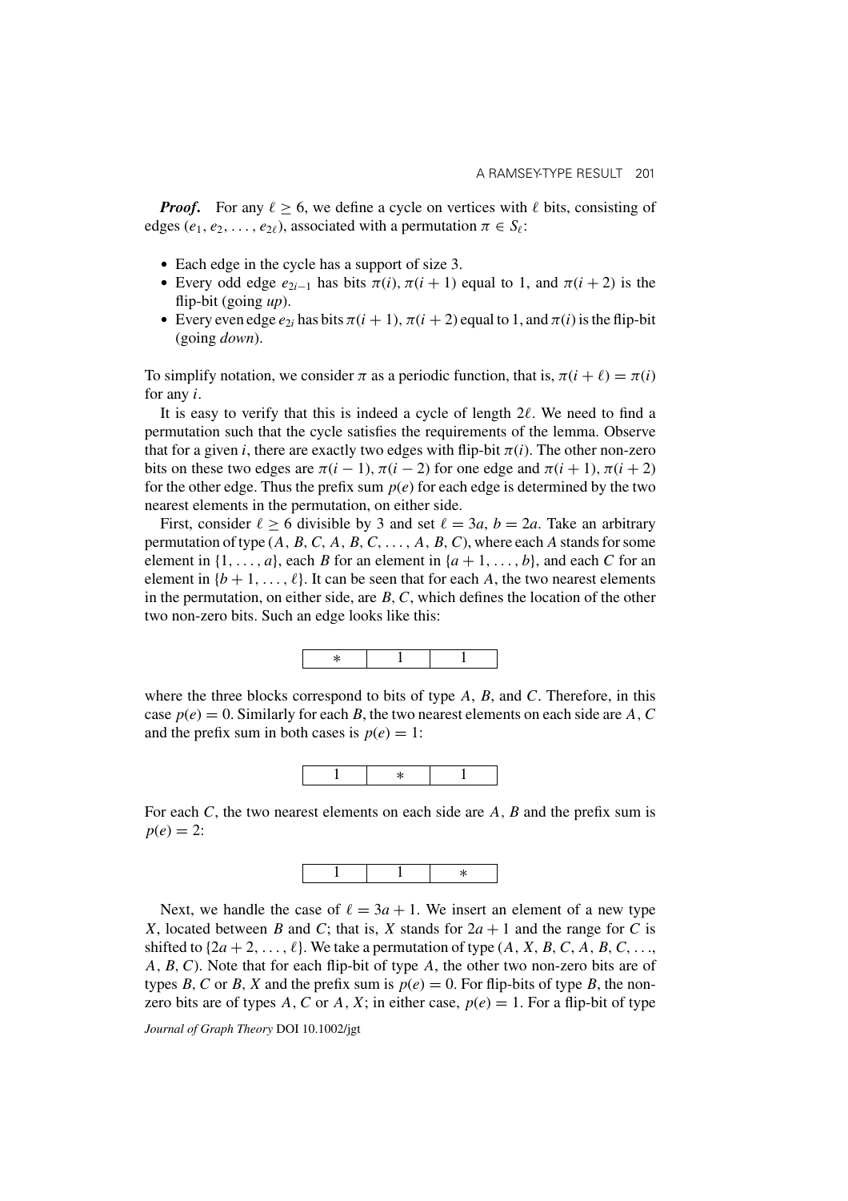***Proof.*** For any $\ell \geq 6$, we define a cycle on vertices with $\ell$ bits, consisting of edges $(e_1, e_2, \ldots, e_{2\ell})$, associated with a permutation $\pi \in S_\ell$:

- Each edge in the cycle has a support of size 3.
- Every odd edge $e_{2i-1}$ has bits $\pi(i), \pi(i+1)$ equal to 1, and $\pi(i+2)$ is the flip-bit (going *up*).
- Every even edge $e_{2i}$ has bits $\pi(i+1), \pi(i+2)$ equal to 1, and $\pi(i)$ is the flip-bit (going *down*).

To simplify notation, we consider $\pi$ as a periodic function, that is, $\pi(i+\ell) = \pi(i)$ for any $i$.

It is easy to verify that this is indeed a cycle of length $2\ell$. We need to find a permutation such that the cycle satisfies the requirements of the lemma. Observe that for a given $i$, there are exactly two edges with flip-bit $\pi(i)$. The other non-zero bits on these two edges are $\pi(i-1), \pi(i-2)$ for one edge and $\pi(i+1), \pi(i+2)$ for the other edge. Thus the prefix sum $p(e)$ for each edge is determined by the two nearest elements in the permutation, on either side.

First, consider $\ell \geq 6$ divisible by 3 and set $\ell = 3a$, $b = 2a$. Take an arbitrary permutation of type $(A, B, C, A, B, C, \ldots, A, B, C)$, where each $A$ stands for some element in $\{1, \ldots, a\}$, each $B$ for an element in $\{a+1, \ldots, b\}$, and each $C$ for an element in $\{b+1, \ldots, \ell\}$. It can be seen that for each $A$, the two nearest elements in the permutation, on either side, are $B, C$, which defines the location of the other two non-zero bits. Such an edge looks like this:

| $*$ | 1 | 1 |
|---|---|---|

where the three blocks correspond to bits of type $A$, $B$, and $C$. Therefore, in this case $p(e) = 0$. Similarly for each $B$, the two nearest elements on each side are $A, C$ and the prefix sum in both cases is $p(e) = 1$:

| 1 | $*$ | 1 |
|---|---|---|

For each $C$, the two nearest elements on each side are $A, B$ and the prefix sum is $p(e) = 2$:

| 1 | 1 | $*$ |
|---|---|---|

Next, we handle the case of $\ell = 3a + 1$. We insert an element of a new type $X$, located between $B$ and $C$; that is, $X$ stands for $2a + 1$ and the range for $C$ is shifted to $\{2a + 2, \ldots, \ell\}$. We take a permutation of type $(A, X, B, C, A, B, C, \ldots, A, B, C)$. Note that for each flip-bit of type $A$, the other two non-zero bits are of types $B, C$ or $B, X$ and the prefix sum is $p(e) = 0$. For flip-bits of type $B$, the non-zero bits are of types $A, C$ or $A, X$; in either case, $p(e) = 1$. For a flip-bit of type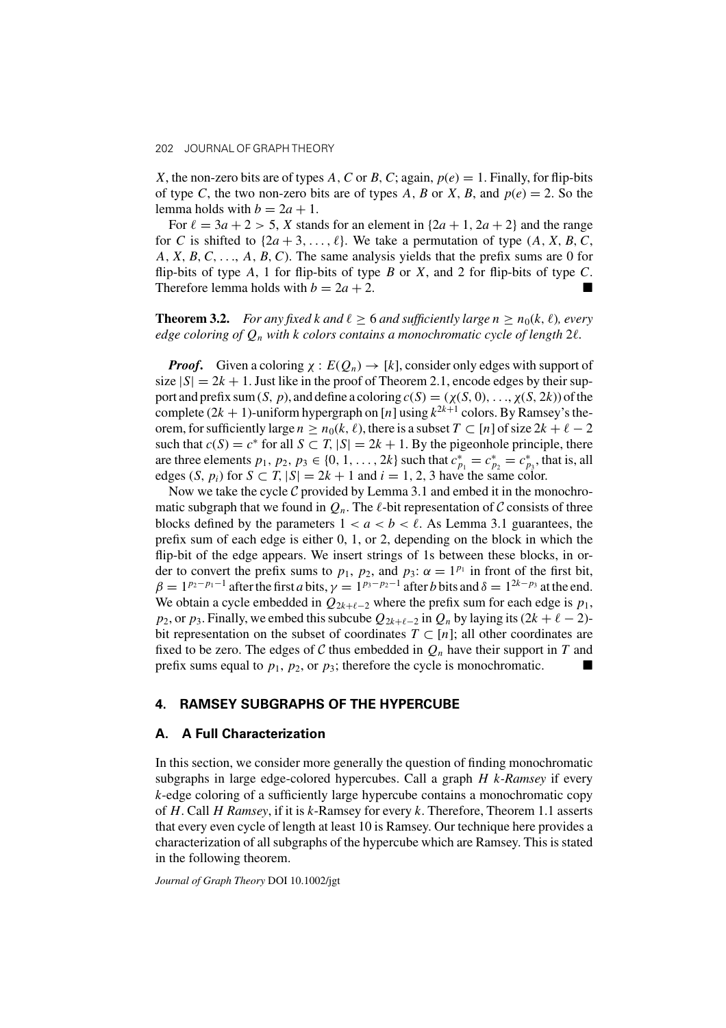$X$, the non-zero bits are of types $A$, $C$ or $B$, $C$; again, $p(e) = 1$. Finally, for flip-bits of type $C$, the two non-zero bits are of types $A$, $B$ or $X$, $B$, and $p(e) = 2$. So the lemma holds with $b = 2a + 1$.

For $\ell = 3a + 2 > 5$, $X$ stands for an element in $\{2a + 1, 2a + 2\}$ and the range for $C$ is shifted to $\{2a + 3, \dots, \ell\}$. We take a permutation of type $(A, X, B, C, A, X, B, C, \dots, A, B, C)$. The same analysis yields that the prefix sums are 0 for flip-bits of type $A$, 1 for flip-bits of type $B$ or $X$, and 2 for flip-bits of type $C$. Therefore lemma holds with $b = 2a + 2$. ■

**Theorem 3.2.** *For any fixed $k$ and $\ell \geq 6$ and sufficiently large $n \geq n_0(k, \ell)$, every edge coloring of $Q_n$ with $k$ colors contains a monochromatic cycle of length $2\ell$.*

***Proof*.** Given a coloring $\chi : E(Q_n) \to [k]$, consider only edges with support of size $|S| = 2k + 1$. Just like in the proof of Theorem 2.1, encode edges by their support and prefix sum $(S, p)$, and define a coloring $c(S) = (\chi(S, 0), \dots, \chi(S, 2k))$ of the complete $(2k + 1)$-uniform hypergraph on $[n]$ using $k^{2k+1}$ colors. By Ramsey's theorem, for sufficiently large $n \geq n_0(k, \ell)$, there is a subset $T \subset [n]$ of size $2k + \ell - 2$ such that $c(S) = c^*$ for all $S \subset T$, $|S| = 2k + 1$. By the pigeonhole principle, there are three elements $p_1, p_2, p_3 \in \{0, 1, \dots, 2k\}$ such that $c^*_{p_1} = c^*_{p_2} = c^*_{p_3}$, that is, all edges $(S, p_i)$ for $S \subset T$, $|S| = 2k + 1$ and $i = 1, 2, 3$ have the same color.

Now we take the cycle $\mathcal{C}$ provided by Lemma 3.1 and embed it in the monochromatic subgraph that we found in $Q_n$. The $\ell$-bit representation of $\mathcal{C}$ consists of three blocks defined by the parameters $1 < a < b < \ell$. As Lemma 3.1 guarantees, the prefix sum of each edge is either 0, 1, or 2, depending on the block in which the flip-bit of the edge appears. We insert strings of 1s between these blocks, in order to convert the prefix sums to $p_1$, $p_2$, and $p_3$: $\alpha = 1^{p_1}$ in front of the first bit, $\beta = 1^{p_2 - p_1 - 1}$ after the first $a$ bits, $\gamma = 1^{p_3 - p_2 - 1}$ after $b$ bits and $\delta = 1^{2k - p_3}$ at the end. We obtain a cycle embedded in $Q_{2k+\ell-2}$ where the prefix sum for each edge is $p_1$, $p_2$, or $p_3$. Finally, we embed this subcube $Q_{2k+\ell-2}$ in $Q_n$ by laying its $(2k + \ell - 2)$-bit representation on the subset of coordinates $T \subset [n]$; all other coordinates are fixed to be zero. The edges of $\mathcal{C}$ thus embedded in $Q_n$ have their support in $T$ and prefix sums equal to $p_1$, $p_2$, or $p_3$; therefore the cycle is monochromatic. ■

## 4. RAMSEY SUBGRAPHS OF THE HYPERCUBE

### A. A Full Characterization

In this section, we consider more generally the question of finding monochromatic subgraphs in large edge-colored hypercubes. Call a graph $H$ *$k$-Ramsey* if every $k$-edge coloring of a sufficiently large hypercube contains a monochromatic copy of $H$. Call $H$ *Ramsey*, if it is $k$-Ramsey for every $k$. Therefore, Theorem 1.1 asserts that every even cycle of length at least 10 is Ramsey. Our technique here provides a characterization of all subgraphs of the hypercube which are Ramsey. This is stated in the following theorem.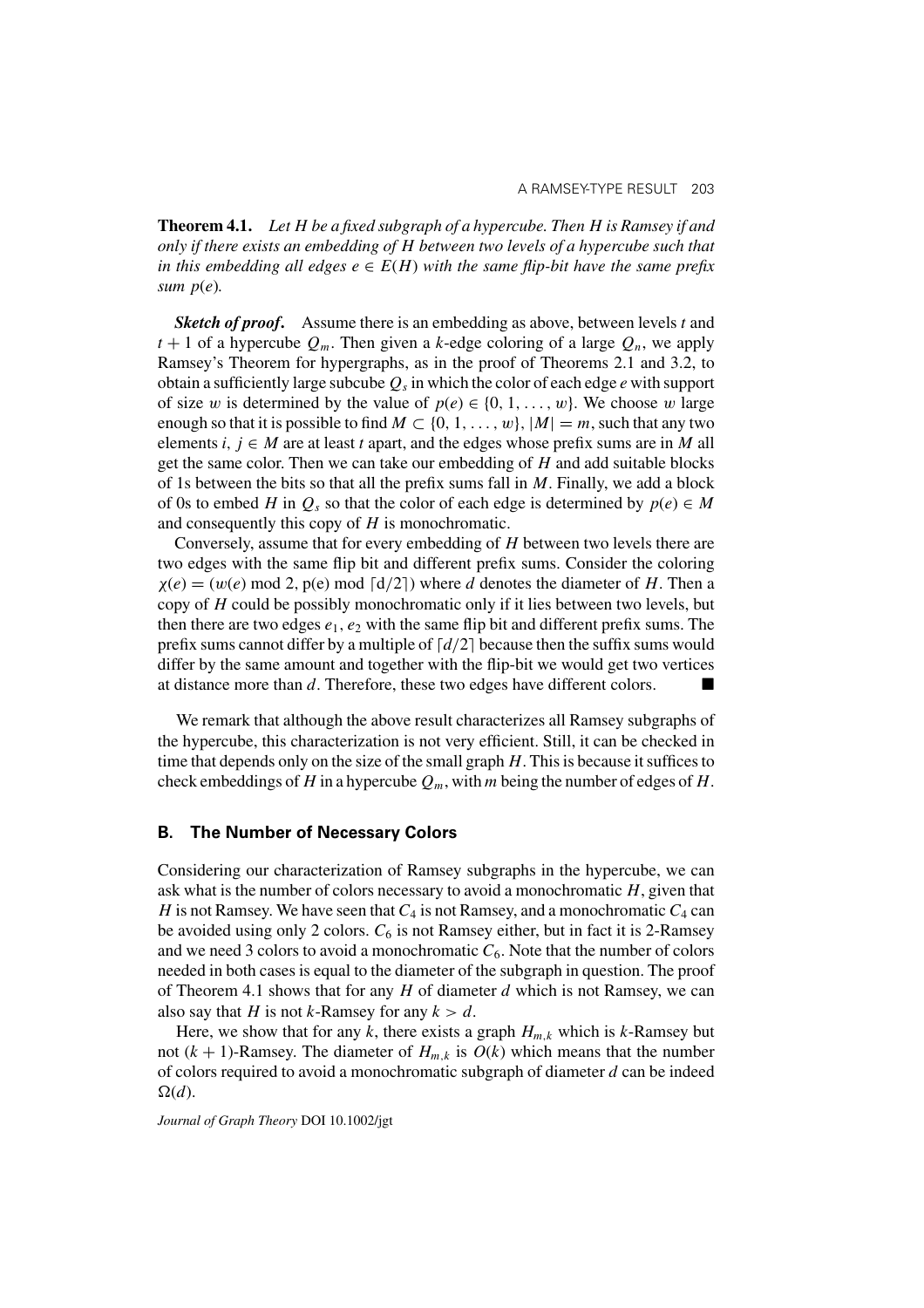**Theorem 4.1.** *Let $H$ be a fixed subgraph of a hypercube. Then $H$ is Ramsey if and only if there exists an embedding of $H$ between two levels of a hypercube such that in this embedding all edges $e \in E(H)$ with the same flip-bit have the same prefix sum $p(e)$.*

***Sketch of proof.*** Assume there is an embedding as above, between levels $t$ and $t+1$ of a hypercube $Q_m$. Then given a $k$-edge coloring of a large $Q_n$, we apply Ramsey's Theorem for hypergraphs, as in the proof of Theorems 2.1 and 3.2, to obtain a sufficiently large subcube $Q_s$ in which the color of each edge $e$ with support of size $w$ is determined by the value of $p(e) \in \{0, 1, \ldots, w\}$. We choose $w$ large enough so that it is possible to find $M \subset \{0, 1, \ldots, w\}$, $|M| = m$, such that any two elements $i, j \in M$ are at least $t$ apart, and the edges whose prefix sums are in $M$ all get the same color. Then we can take our embedding of $H$ and add suitable blocks of 1s between the bits so that all the prefix sums fall in $M$. Finally, we add a block of 0s to embed $H$ in $Q_s$ so that the color of each edge is determined by $p(e) \in M$ and consequently this copy of $H$ is monochromatic.

Conversely, assume that for every embedding of $H$ between two levels there are two edges with the same flip bit and different prefix sums. Consider the coloring $\chi(e) = (w(e) \bmod 2, \mathrm{p(e)} \bmod \lceil \mathrm{d}/2 \rceil)$ where $d$ denotes the diameter of $H$. Then a copy of $H$ could be possibly monochromatic only if it lies between two levels, but then there are two edges $e_1, e_2$ with the same flip bit and different prefix sums. The prefix sums cannot differ by a multiple of $\lceil d/2 \rceil$ because then the suffix sums would differ by the same amount and together with the flip-bit we would get two vertices at distance more than $d$. Therefore, these two edges have different colors. ■

We remark that although the above result characterizes all Ramsey subgraphs of the hypercube, this characterization is not very efficient. Still, it can be checked in time that depends only on the size of the small graph $H$. This is because it suffices to check embeddings of $H$ in a hypercube $Q_m$, with $m$ being the number of edges of $H$.

### B. The Number of Necessary Colors

Considering our characterization of Ramsey subgraphs in the hypercube, we can ask what is the number of colors necessary to avoid a monochromatic $H$, given that $H$ is not Ramsey. We have seen that $C_4$ is not Ramsey, and a monochromatic $C_4$ can be avoided using only 2 colors. $C_6$ is not Ramsey either, but in fact it is 2-Ramsey and we need 3 colors to avoid a monochromatic $C_6$. Note that the number of colors needed in both cases is equal to the diameter of the subgraph in question. The proof of Theorem 4.1 shows that for any $H$ of diameter $d$ which is not Ramsey, we can also say that $H$ is not $k$-Ramsey for any $k > d$.

Here, we show that for any $k$, there exists a graph $H_{m,k}$ which is $k$-Ramsey but not $(k+1)$-Ramsey. The diameter of $H_{m,k}$ is $O(k)$ which means that the number of colors required to avoid a monochromatic subgraph of diameter $d$ can be indeed $\Omega(d)$.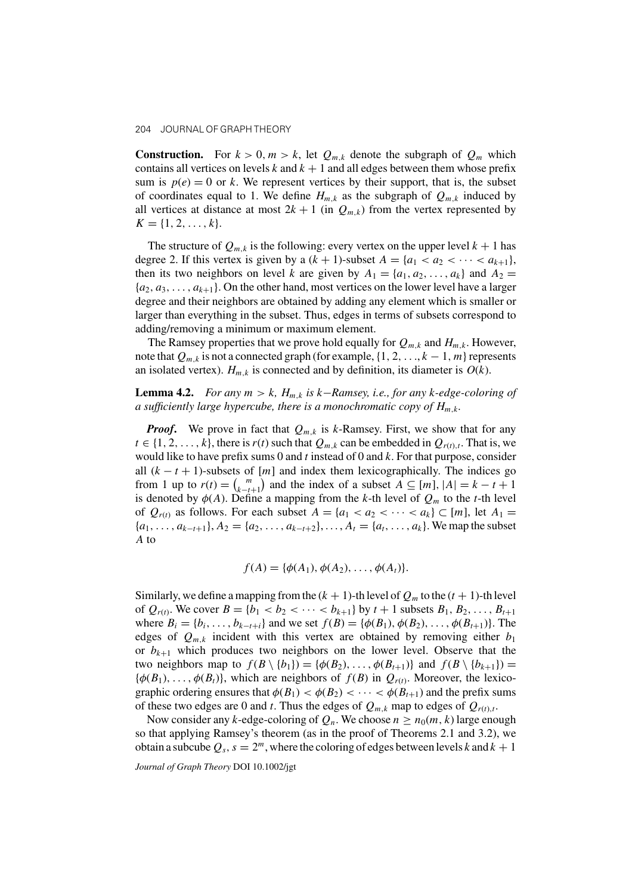**Construction.** For $k > 0, m > k$, let $Q_{m,k}$ denote the subgraph of $Q_m$ which contains all vertices on levels $k$ and $k+1$ and all edges between them whose prefix sum is $p(e) = 0$ or $k$. We represent vertices by their support, that is, the subset of coordinates equal to 1. We define $H_{m,k}$ as the subgraph of $Q_{m,k}$ induced by all vertices at distance at most $2k+1$ (in $Q_{m,k}$) from the vertex represented by $K = \{1, 2, \ldots, k\}$.

The structure of $Q_{m,k}$ is the following: every vertex on the upper level $k+1$ has degree 2. If this vertex is given by a $(k+1)$-subset $A = \{a_1 < a_2 < \cdots < a_{k+1}\}$, then its two neighbors on level $k$ are given by $A_1 = \{a_1, a_2, \ldots, a_k\}$ and $A_2 = \{a_2, a_3, \ldots, a_{k+1}\}$. On the other hand, most vertices on the lower level have a larger degree and their neighbors are obtained by adding any element which is smaller or larger than everything in the subset. Thus, edges in terms of subsets correspond to adding/removing a minimum or maximum element.

The Ramsey properties that we prove hold equally for $Q_{m,k}$ and $H_{m,k}$. However, note that $Q_{m,k}$ is not a connected graph (for example, $\{1, 2, \ldots, k-1, m\}$ represents an isolated vertex). $H_{m,k}$ is connected and by definition, its diameter is $O(k)$.

**Lemma 4.2.** *For any $m > k$, $H_{m,k}$ is $k$-Ramsey, i.e., for any $k$-edge-coloring of a sufficiently large hypercube, there is a monochromatic copy of $H_{m,k}$.*

***Proof*.** We prove in fact that $Q_{m,k}$ is $k$-Ramsey. First, we show that for any $t \in \{1, 2, \ldots, k\}$, there is $r(t)$ such that $Q_{m,k}$ can be embedded in $Q_{r(t),t}$. That is, we would like to have prefix sums 0 and $t$ instead of 0 and $k$. For that purpose, consider all $(k-t+1)$-subsets of $[m]$ and index them lexicographically. The indices go from 1 up to $r(t) = \binom{m}{k-t+1}$ and the index of a subset $A \subseteq [m]$, $|A| = k-t+1$ is denoted by $\phi(A)$. Define a mapping from the $k$-th level of $Q_m$ to the $t$-th level of $Q_{r(t)}$ as follows. For each subset $A = \{a_1 < a_2 < \cdots < a_k\} \subset [m]$, let $A_1 = \{a_1, \ldots, a_{k-t+1}\}, A_2 = \{a_2, \ldots, a_{k-t+2}\}, \ldots, A_t = \{a_t, \ldots, a_k\}$. We map the subset $A$ to

$$f(A) = \{\phi(A_1), \phi(A_2), \ldots, \phi(A_t)\}.$$

Similarly, we define a mapping from the $(k+1)$-th level of $Q_m$ to the $(t+1)$-th level of $Q_{r(t)}$. We cover $B = \{b_1 < b_2 < \cdots < b_{k+1}\}$ by $t+1$ subsets $B_1, B_2, \ldots, B_{t+1}$ where $B_i = \{b_i, \ldots, b_{k-t+i}\}$ and we set $f(B) = \{\phi(B_1), \phi(B_2), \ldots, \phi(B_{t+1})\}$. The edges of $Q_{m,k}$ incident with this vertex are obtained by removing either $b_1$ or $b_{k+1}$ which produces two neighbors on the lower level. Observe that the two neighbors map to $f(B \setminus \{b_1\}) = \{\phi(B_2), \ldots, \phi(B_{t+1})\}$ and $f(B \setminus \{b_{k+1}\}) = \{\phi(B_1), \ldots, \phi(B_t)\}$, which are neighbors of $f(B)$ in $Q_{r(t)}$. Moreover, the lexicographic ordering ensures that $\phi(B_1) < \phi(B_2) < \cdots < \phi(B_{t+1})$ and the prefix sums of these two edges are 0 and $t$. Thus the edges of $Q_{m,k}$ map to edges of $Q_{r(t),t}$.

Now consider any $k$-edge-coloring of $Q_n$. We choose $n \geq n_0(m, k)$ large enough so that applying Ramsey's theorem (as in the proof of Theorems 2.1 and 3.2), we obtain a subcube $Q_s$, $s = 2^m$, where the coloring of edges between levels $k$ and $k+1$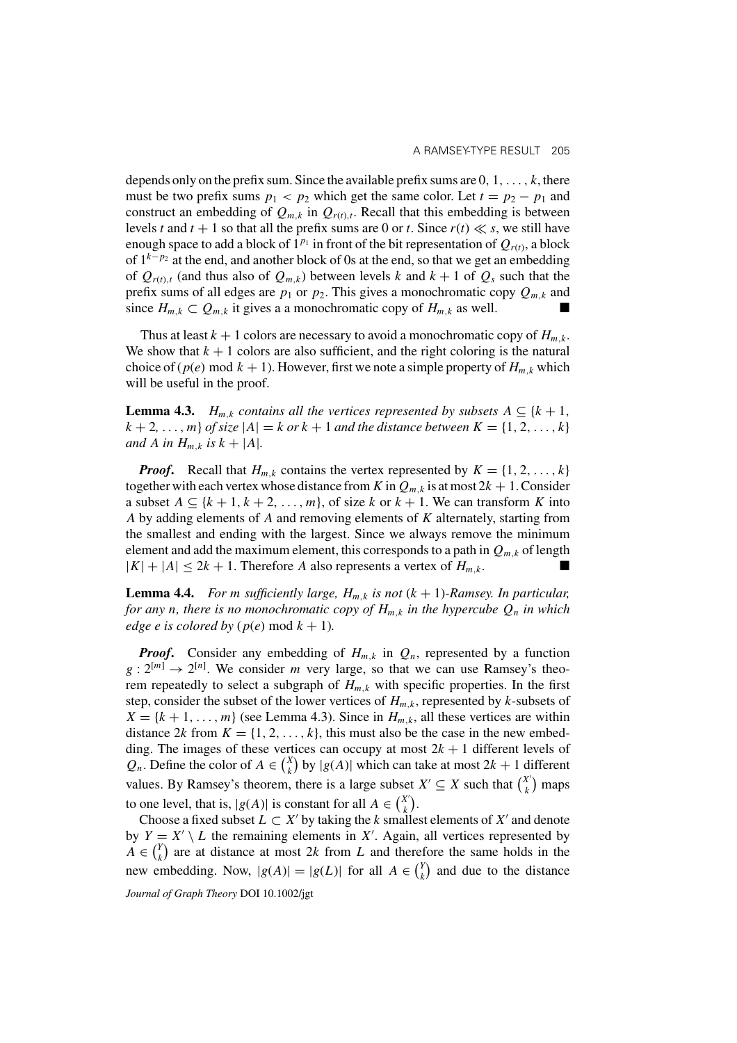depends only on the prefix sum. Since the available prefix sums are $0, 1, \ldots, k$, there must be two prefix sums $p_1 < p_2$ which get the same color. Let $t = p_2 - p_1$ and construct an embedding of $Q_{m,k}$ in $Q_{r(t),t}$. Recall that this embedding is between levels $t$ and $t+1$ so that all the prefix sums are 0 or $t$. Since $r(t) \ll s$, we still have enough space to add a block of $1^{p_1}$ in front of the bit representation of $Q_{r(t)}$, a block of $1^{k-p_2}$ at the end, and another block of 0s at the end, so that we get an embedding of $Q_{r(t),t}$ (and thus also of $Q_{m,k}$) between levels $k$ and $k+1$ of $Q_s$ such that the prefix sums of all edges are $p_1$ or $p_2$. This gives a monochromatic copy $Q_{m,k}$ and since $H_{m,k} \subset Q_{m,k}$ it gives a a monochromatic copy of $H_{m,k}$ as well. ■

Thus at least $k+1$ colors are necessary to avoid a monochromatic copy of $H_{m,k}$. We show that $k+1$ colors are also sufficient, and the right coloring is the natural choice of $(p(e) \bmod k+1)$. However, first we note a simple property of $H_{m,k}$ which will be useful in the proof.

**Lemma 4.3.** *$H_{m,k}$ contains all the vertices represented by subsets $A \subseteq \{k+1, k+2, \ldots, m\}$ of size $|A| = k$ or $k+1$ and the distance between $K = \{1, 2, \ldots, k\}$ and $A$ in $H_{m,k}$ is $k + |A|$.*

***Proof.*** Recall that $H_{m,k}$ contains the vertex represented by $K = \{1, 2, \ldots, k\}$ together with each vertex whose distance from $K$ in $Q_{m,k}$ is at most $2k+1$. Consider a subset $A \subseteq \{k+1, k+2, \ldots, m\}$, of size $k$ or $k+1$. We can transform $K$ into $A$ by adding elements of $A$ and removing elements of $K$ alternately, starting from the smallest and ending with the largest. Since we always remove the minimum element and add the maximum element, this corresponds to a path in $Q_{m,k}$ of length $|K| + |A| \leq 2k+1$. Therefore $A$ also represents a vertex of $H_{m,k}$. ■

**Lemma 4.4.** *For $m$ sufficiently large, $H_{m,k}$ is not $(k+1)$-Ramsey. In particular, for any $n$, there is no monochromatic copy of $H_{m,k}$ in the hypercube $Q_n$ in which edge $e$ is colored by $(p(e) \bmod k+1)$.*

***Proof.*** Consider any embedding of $H_{m,k}$ in $Q_n$, represented by a function $g : 2^{[m]} \to 2^{[n]}$. We consider $m$ very large, so that we can use Ramsey's theorem repeatedly to select a subgraph of $H_{m,k}$ with specific properties. In the first step, consider the subset of the lower vertices of $H_{m,k}$, represented by $k$-subsets of $X = \{k+1, \ldots, m\}$ (see Lemma 4.3). Since in $H_{m,k}$, all these vertices are within distance $2k$ from $K = \{1, 2, \ldots, k\}$, this must also be the case in the new embedding. The images of these vertices can occupy at most $2k+1$ different levels of $Q_n$. Define the color of $A \in \binom{X}{k}$ by $|g(A)|$ which can take at most $2k+1$ different values. By Ramsey's theorem, there is a large subset $X' \subseteq X$ such that $\binom{X'}{k}$ maps to one level, that is, $|g(A)|$ is constant for all $A \in \binom{X'}{k}$.

Choose a fixed subset $L \subset X'$ by taking the $k$ smallest elements of $X'$ and denote by $Y = X' \setminus L$ the remaining elements in $X'$. Again, all vertices represented by $A \in \binom{Y}{k}$ are at distance at most $2k$ from $L$ and therefore the same holds in the new embedding. Now, $|g(A)| = |g(L)|$ for all $A \in \binom{Y}{k}$ and due to the distance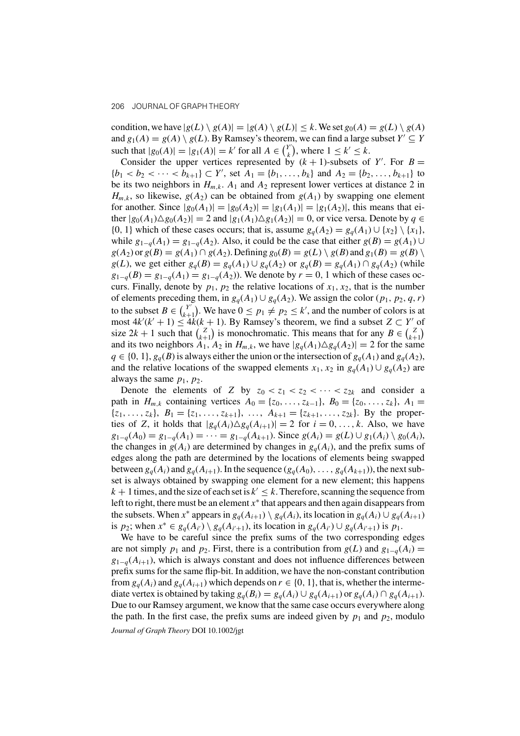condition, we have $|g(L) \setminus g(A)| = |g(A) \setminus g(L)| \leq k$. We set $g_0(A) = g(L) \setminus g(A)$ and $g_1(A) = g(A) \setminus g(L)$. By Ramsey's theorem, we can find a large subset $Y' \subseteq Y$ such that $|g_0(A)| = |g_1(A)| = k'$ for all $A \in \binom{Y'}{k}$, where $1 \leq k' \leq k$.

Consider the upper vertices represented by $(k+1)$-subsets of $Y'$. For $B = \{b_1 < b_2 < \cdots < b_{k+1}\} \subset Y'$, set $A_1 = \{b_1, \ldots, b_k\}$ and $A_2 = \{b_2, \ldots, b_{k+1}\}$ to be its two neighbors in $H_{m,k}$. $A_1$ and $A_2$ represent lower vertices at distance 2 in $H_{m,k}$, so likewise, $g(A_2)$ can be obtained from $g(A_1)$ by swapping one element for another. Since $|g_0(A_1)| = |g_0(A_2)| = |g_1(A_1)| = |g_1(A_2)|$, this means that either $|g_0(A_1) \triangle g_0(A_2)| = 2$ and $|g_1(A_1) \triangle g_1(A_2)| = 0$, or vice versa. Denote by $q \in \{0, 1\}$ which of these cases occurs; that is, assume $g_q(A_2) = g_q(A_1) \cup \{x_2\} \setminus \{x_1\}$, while $g_{1-q}(A_1) = g_{1-q}(A_2)$. Also, it could be the case that either $g(B) = g(A_1) \cup g(A_2)$ or $g(B) = g(A_1) \cap g(A_2)$. Defining $g_0(B) = g(L) \setminus g(B)$ and $g_1(B) = g(B) \setminus g(L)$, we get either $g_q(B) = g_q(A_1) \cup g_q(A_2)$ or $g_q(B) = g_q(A_1) \cap g_q(A_2)$ (while $g_{1-q}(B) = g_{1-q}(A_1) = g_{1-q}(A_2)$). We denote by $r = 0, 1$ which of these cases occurs. Finally, denote by $p_1, p_2$ the relative locations of $x_1, x_2$, that is the number of elements preceding them, in $g_q(A_1) \cup g_q(A_2)$. We assign the color $(p_1, p_2, q, r)$ to the subset $B \in \binom{Y'}{k+1}$. We have $0 \leq p_1 \neq p_2 \leq k'$, and the number of colors is at most $4k'(k'+1) \leq 4k(k+1)$. By Ramsey's theorem, we find a subset $Z \subset Y'$ of size $2k+1$ such that $\binom{Z}{k+1}$ is monochromatic. This means that for any $B \in \binom{Z}{k+1}$ and its two neighbors $A_1, A_2$ in $H_{m,k}$, we have $|g_q(A_1) \triangle g_q(A_2)| = 2$ for the same $q \in \{0, 1\}$, $g_q(B)$ is always either the union or the intersection of $g_q(A_1)$ and $g_q(A_2)$, and the relative locations of the swapped elements $x_1, x_2$ in $g_q(A_1) \cup g_q(A_2)$ are always the same $p_1, p_2$.

Denote the elements of $Z$ by $z_0 < z_1 < z_2 < \cdots < z_{2k}$ and consider a path in $H_{m,k}$ containing vertices $A_0 = \{z_0, \ldots, z_{k-1}\}$, $B_0 = \{z_0, \ldots, z_k\}$, $A_1 = \{z_1, \ldots, z_k\}$, $B_1 = \{z_1, \ldots, z_{k+1}\}$, $\ldots$, $A_{k+1} = \{z_{k+1}, \ldots, z_{2k}\}$. By the properties of $Z$, it holds that $|g_q(A_i) \triangle g_q(A_{i+1})| = 2$ for $i = 0, \ldots, k$. Also, we have $g_{1-q}(A_0) = g_{1-q}(A_1) = \cdots = g_{1-q}(A_{k+1})$. Since $g(A_i) = g(L) \cup g_1(A_i) \setminus g_0(A_i)$, the changes in $g(A_i)$ are determined by changes in $g_q(A_i)$, and the prefix sums of edges along the path are determined by the locations of elements being swapped between $g_q(A_i)$ and $g_q(A_{i+1})$. In the sequence $(g_q(A_0), \ldots, g_q(A_{k+1}))$, the next subset is always obtained by swapping one element for a new element; this happens $k+1$ times, and the size of each set is $k' \leq k$. Therefore, scanning the sequence from left to right, there must be an element $x^*$ that appears and then again disappears from the subsets. When $x^*$ appears in $g_q(A_{i+1}) \setminus g_q(A_i)$, its location in $g_q(A_i) \cup g_q(A_{i+1})$ is $p_2$; when $x^* \in g_q(A_{i'}) \setminus g_q(A_{i'+1})$, its location in $g_q(A_{i'}) \cup g_q(A_{i'+1})$ is $p_1$.

We have to be careful since the prefix sums of the two corresponding edges are not simply $p_1$ and $p_2$. First, there is a contribution from $g(L)$ and $g_{1-q}(A_i) = g_{1-q}(A_{i+1})$, which is always constant and does not influence differences between prefix sums for the same flip-bit. In addition, we have the non-constant contribution from $g_q(A_i)$ and $g_q(A_{i+1})$ which depends on $r \in \{0, 1\}$, that is, whether the intermediate vertex is obtained by taking $g_q(B_i) = g_q(A_i) \cup g_q(A_{i+1})$ or $g_q(A_i) \cap g_q(A_{i+1})$. Due to our Ramsey argument, we know that the same case occurs everywhere along the path. In the first case, the prefix sums are indeed given by $p_1$ and $p_2$, modulo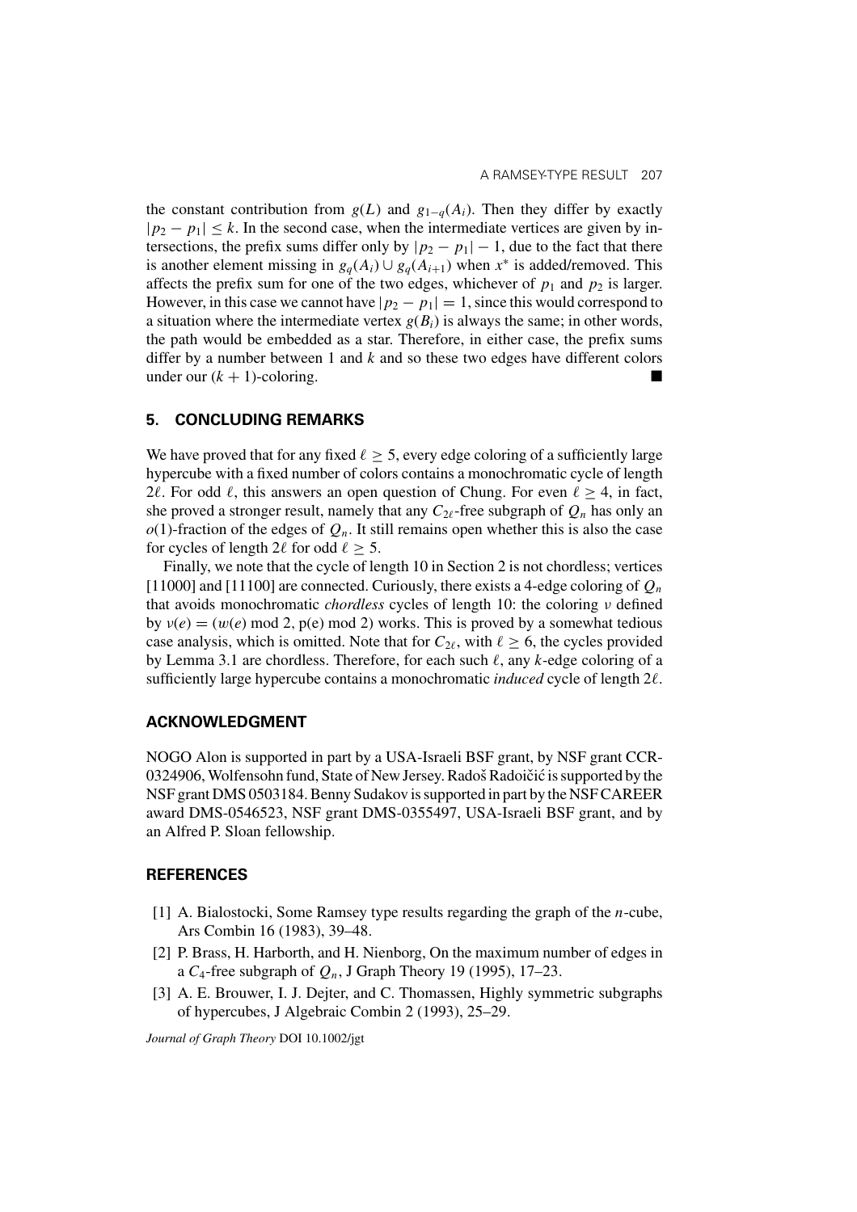the constant contribution from $g(L)$ and $g_{1-q}(A_i)$. Then they differ by exactly $|p_2 - p_1| \leq k$. In the second case, when the intermediate vertices are given by intersections, the prefix sums differ only by $|p_2 - p_1| - 1$, due to the fact that there is another element missing in $g_q(A_i) \cup g_q(A_{i+1})$ when $x^*$ is added/removed. This affects the prefix sum for one of the two edges, whichever of $p_1$ and $p_2$ is larger. However, in this case we cannot have $|p_2 - p_1| = 1$, since this would correspond to a situation where the intermediate vertex $g(B_i)$ is always the same; in other words, the path would be embedded as a star. Therefore, in either case, the prefix sums differ by a number between 1 and $k$ and so these two edges have different colors under our $(k+1)$-coloring. ■

## 5. CONCLUDING REMARKS

We have proved that for any fixed $\ell \geq 5$, every edge coloring of a sufficiently large hypercube with a fixed number of colors contains a monochromatic cycle of length $2\ell$. For odd $\ell$, this answers an open question of Chung. For even $\ell \geq 4$, in fact, she proved a stronger result, namely that any $C_{2\ell}$-free subgraph of $Q_n$ has only an $o(1)$-fraction of the edges of $Q_n$. It still remains open whether this is also the case for cycles of length $2\ell$ for odd $\ell \geq 5$.

Finally, we note that the cycle of length 10 in Section 2 is not chordless; vertices [11000] and [11100] are connected. Curiously, there exists a 4-edge coloring of $Q_n$ that avoids monochromatic *chordless* cycles of length 10: the coloring $\nu$ defined by $\nu(e) = (w(e) \bmod 2, \mathrm{p}(e) \bmod 2)$ works. This is proved by a somewhat tedious case analysis, which is omitted. Note that for $C_{2\ell}$, with $\ell \geq 6$, the cycles provided by Lemma 3.1 are chordless. Therefore, for each such $\ell$, any $k$-edge coloring of a sufficiently large hypercube contains a monochromatic *induced* cycle of length $2\ell$.

## ACKNOWLEDGMENT

NOGO Alon is supported in part by a USA-Israeli BSF grant, by NSF grant CCR-0324906, Wolfensohn fund, State of New Jersey. Radoš Radoičić is supported by the NSF grant DMS 0503184. Benny Sudakov is supported in part by the NSF CAREER award DMS-0546523, NSF grant DMS-0355497, USA-Israeli BSF grant, and by an Alfred P. Sloan fellowship.

## REFERENCES

[1] A. Bialostocki, Some Ramsey type results regarding the graph of the $n$-cube, Ars Combin 16 (1983), 39–48.

[2] P. Brass, H. Harborth, and H. Nienborg, On the maximum number of edges in a $C_4$-free subgraph of $Q_n$, J Graph Theory 19 (1995), 17–23.

[3] A. E. Brouwer, I. J. Dejter, and C. Thomassen, Highly symmetric subgraphs of hypercubes, J Algebraic Combin 2 (1993), 25–29.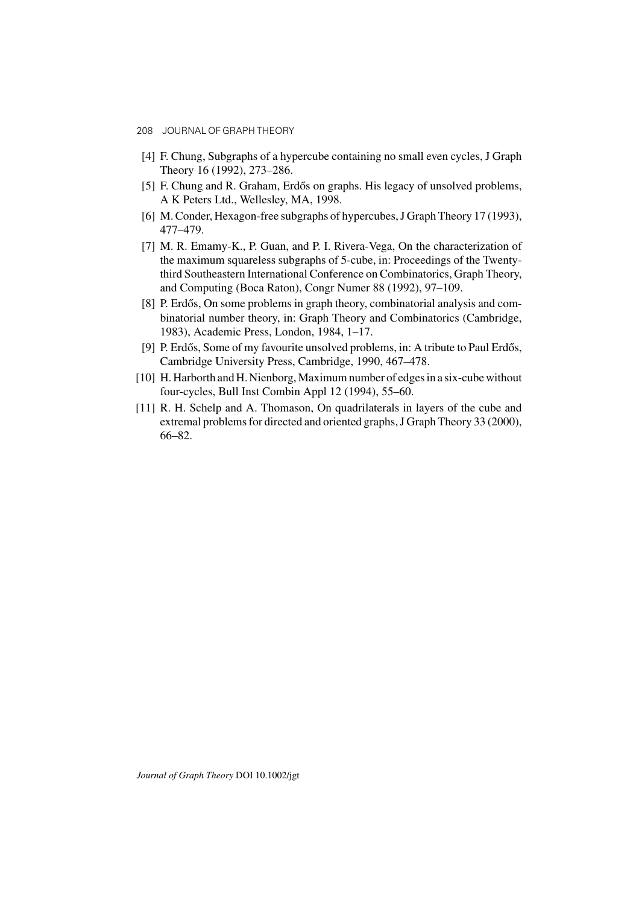[4] F. Chung, Subgraphs of a hypercube containing no small even cycles, J Graph Theory 16 (1992), 273–286.

[5] F. Chung and R. Graham, Erdős on graphs. His legacy of unsolved problems, A K Peters Ltd., Wellesley, MA, 1998.

[6] M. Conder, Hexagon-free subgraphs of hypercubes, J Graph Theory 17 (1993), 477–479.

[7] M. R. Emamy-K., P. Guan, and P. I. Rivera-Vega, On the characterization of the maximum squareless subgraphs of 5-cube, in: Proceedings of the Twenty-third Southeastern International Conference on Combinatorics, Graph Theory, and Computing (Boca Raton), Congr Numer 88 (1992), 97–109.

[8] P. Erdős, On some problems in graph theory, combinatorial analysis and combinatorial number theory, in: Graph Theory and Combinatorics (Cambridge, 1983), Academic Press, London, 1984, 1–17.

[9] P. Erdős, Some of my favourite unsolved problems, in: A tribute to Paul Erdős, Cambridge University Press, Cambridge, 1990, 467–478.

[10] H. Harborth and H. Nienborg, Maximum number of edges in a six-cube without four-cycles, Bull Inst Combin Appl 12 (1994), 55–60.

[11] R. H. Schelp and A. Thomason, On quadrilaterals in layers of the cube and extremal problems for directed and oriented graphs, J Graph Theory 33 (2000), 66–82.